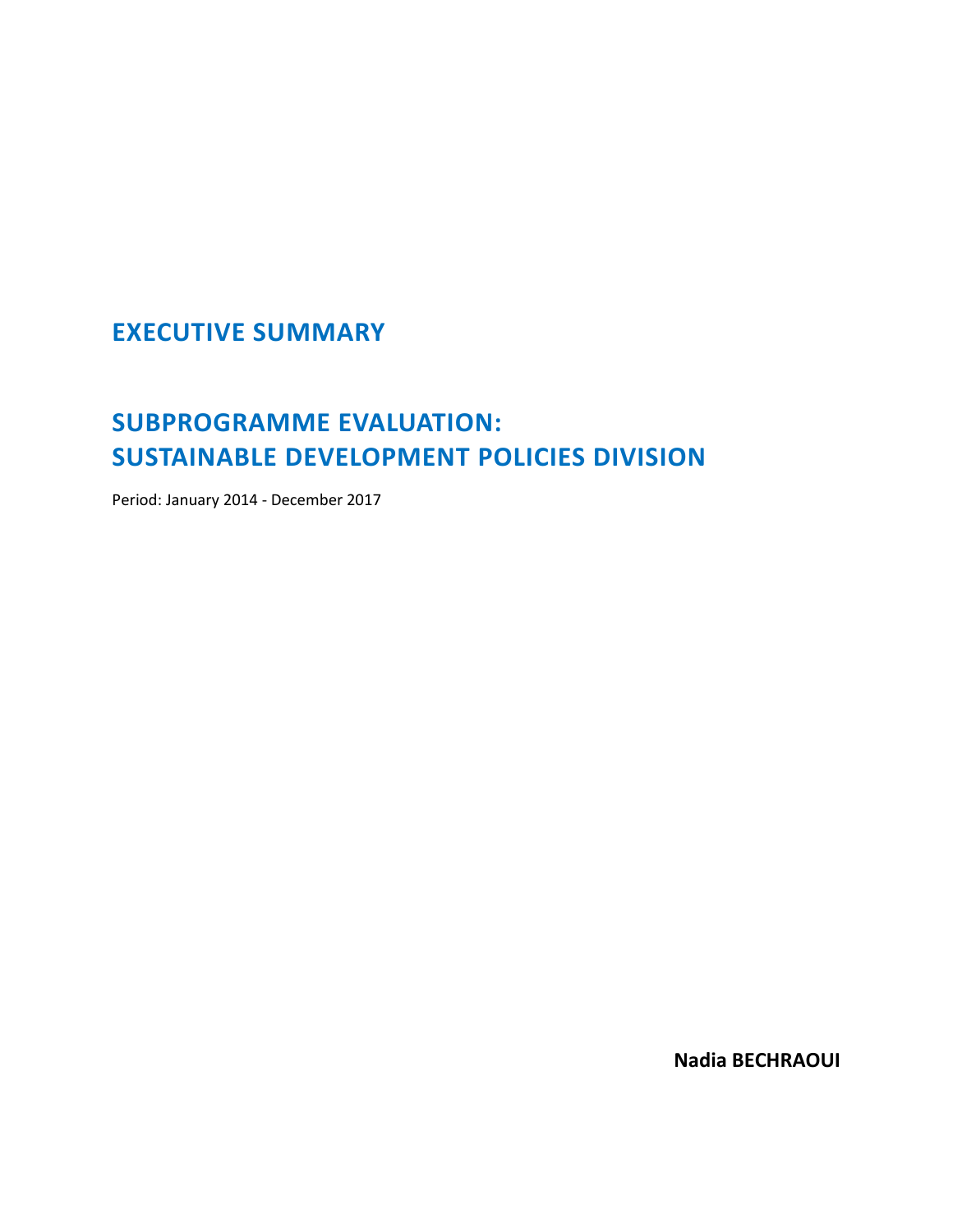# EXECUTIVE SUMMARY

# SUBPROGRAMME EVALUATION: SUSTAINABLE DEVELOPMENT POLICIES DIVISION

Period: January 2014 - December 2017

**Nadia BECHRAOUI**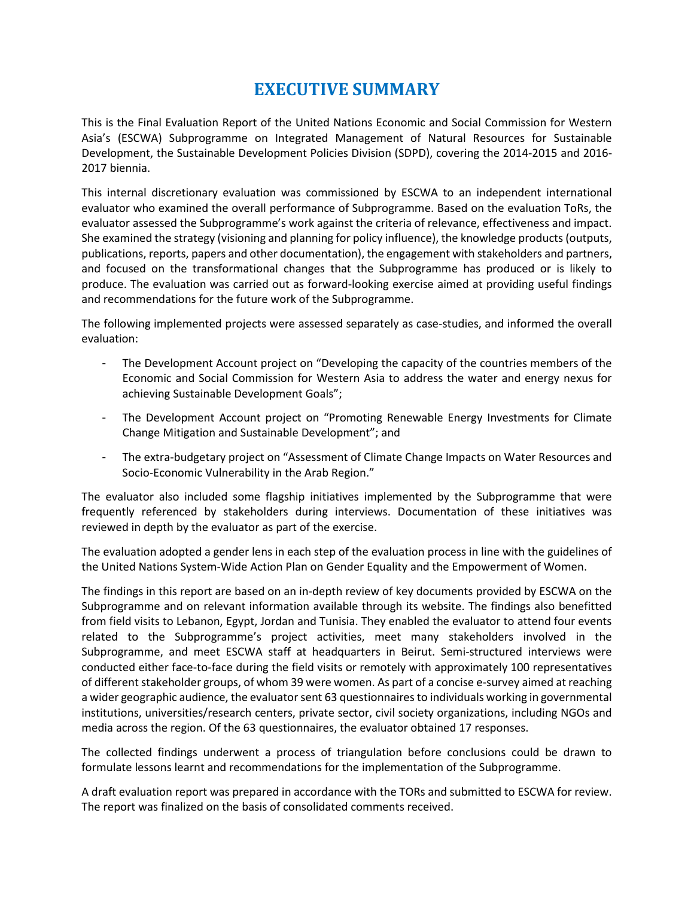# EXECUTIVE SUMMARY

This is the Final Evaluation Report of the United Nations Economic and Social Commission for Western Asia's (ESCWA) Subprogramme on Integrated Management of Natural Resources for Sustainable Development, the Sustainable Development Policies Division (SDPD), covering the 2014-2015 and 2016-2017 biennia.

This internal discretionary evaluation was commissioned by ESCWA to an independent international evaluator who examined the overall performance of Subprogramme. Based on the evaluation ToRs, the evaluator assessed the Subprogramme's work against the criteria of relevance, effectiveness and impact. She examined the strategy (visioning and planning for policy influence), the knowledge products (outputs, publications, reports, papers and other documentation), the engagement with stakeholders and partners, and focused on the transformational changes that the Subprogramme has produced or is likely to produce. The evaluation was carried out as forward-looking exercise aimed at providing useful findings and recommendations for the future work of the Subprogramme.

The following implemented projects were assessed separately as case-studies, and informed the overall evaluation:

- The Development Account project on "Developing the capacity of the countries members of the Economic and Social Commission for Western Asia to address the water and energy nexus for achieving Sustainable Development Goals";
- The Development Account project on "Promoting Renewable Energy Investments for Climate Change Mitigation and Sustainable Development"; and
- The extra-budgetary project on "Assessment of Climate Change Impacts on Water Resources and Socio-Economic Vulnerability in the Arab Region."

The evaluator also included some flagship initiatives implemented by the Subprogramme that were frequently referenced by stakeholders during interviews. Documentation of these initiatives was reviewed in depth by the evaluator as part of the exercise.

The evaluation adopted a gender lens in each step of the evaluation process in line with the guidelines of the United Nations System-Wide Action Plan on Gender Equality and the Empowerment of Women.

The findings in this report are based on an in-depth review of key documents provided by ESCWA on the Subprogramme and on relevant information available through its website. The findings also benefitted from field visits to Lebanon, Egypt, Jordan and Tunisia. They enabled the evaluator to attend four events related to the Subprogramme's project activities, meet many stakeholders involved in the Subprogramme, and meet ESCWA staff at headquarters in Beirut. Semi-structured interviews were conducted either face-to-face during the field visits or remotely with approximately 100 representatives of different stakeholder groups, of whom 39 were women. As part of a concise e-survey aimed at reaching a wider geographic audience, the evaluator sent 63 questionnaires to individuals working in governmental institutions, universities/research centers, private sector, civil society organizations, including NGOs and media across the region. Of the 63 questionnaires, the evaluator obtained 17 responses.

The collected findings underwent a process of triangulation before conclusions could be drawn to formulate lessons learnt and recommendations for the implementation of the Subprogramme.

A draft evaluation report was prepared in accordance with the TORs and submitted to ESCWA for review. The report was finalized on the basis of consolidated comments received.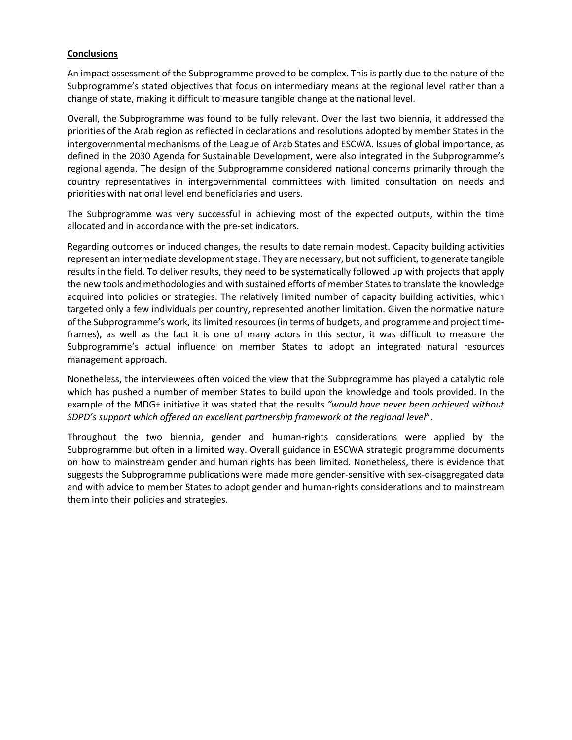**Conclusions**

An impact assessment of the Subprogramme proved to be complex. This is partly due to the nature of the Subprogramme's stated objectives that focus on intermediary means at the regional level rather than a change of state, making it difficult to measure tangible change at the national level.

Overall, the Subprogramme was found to be fully relevant. Over the last two biennia, it addressed the priorities of the Arab region as reflected in declarations and resolutions adopted by member States in the intergovernmental mechanisms of the League of Arab States and ESCWA. Issues of global importance, as defined in the 2030 Agenda for Sustainable Development, were also integrated in the Subprogramme's regional agenda. The design of the Subprogramme considered national concerns primarily through the country representatives in intergovernmental committees with limited consultation on needs and priorities with national level end beneficiaries and users.

The Subprogramme was very successful in achieving most of the expected outputs, within the time allocated and in accordance with the pre-set indicators.

Regarding outcomes or induced changes, the results to date remain modest. Capacity building activities represent an intermediate development stage. They are necessary, but not sufficient, to generate tangible results in the field. To deliver results, they need to be systematically followed up with projects that apply the new tools and methodologies and with sustained efforts of member States to translate the knowledge acquired into policies or strategies. The relatively limited number of capacity building activities, which targeted only a few individuals per country, represented another limitation. Given the normative nature of the Subprogramme's work, its limited resources (in terms of budgets, and programme and project time-frames), as well as the fact it is one of many actors in this sector, it was difficult to measure the Subprogramme's actual influence on member States to adopt an integrated natural resources management approach.

Nonetheless, the interviewees often voiced the view that the Subprogramme has played a catalytic role which has pushed a number of member States to build upon the knowledge and tools provided. In the example of the MDG+ initiative it was stated that the results *"would have never been achieved without SDPD's support which offered an excellent partnership framework at the regional level*".

Throughout the two biennia, gender and human-rights considerations were applied by the Subprogramme but often in a limited way. Overall guidance in ESCWA strategic programme documents on how to mainstream gender and human rights has been limited. Nonetheless, there is evidence that suggests the Subprogramme publications were made more gender-sensitive with sex-disaggregated data and with advice to member States to adopt gender and human-rights considerations and to mainstream them into their policies and strategies.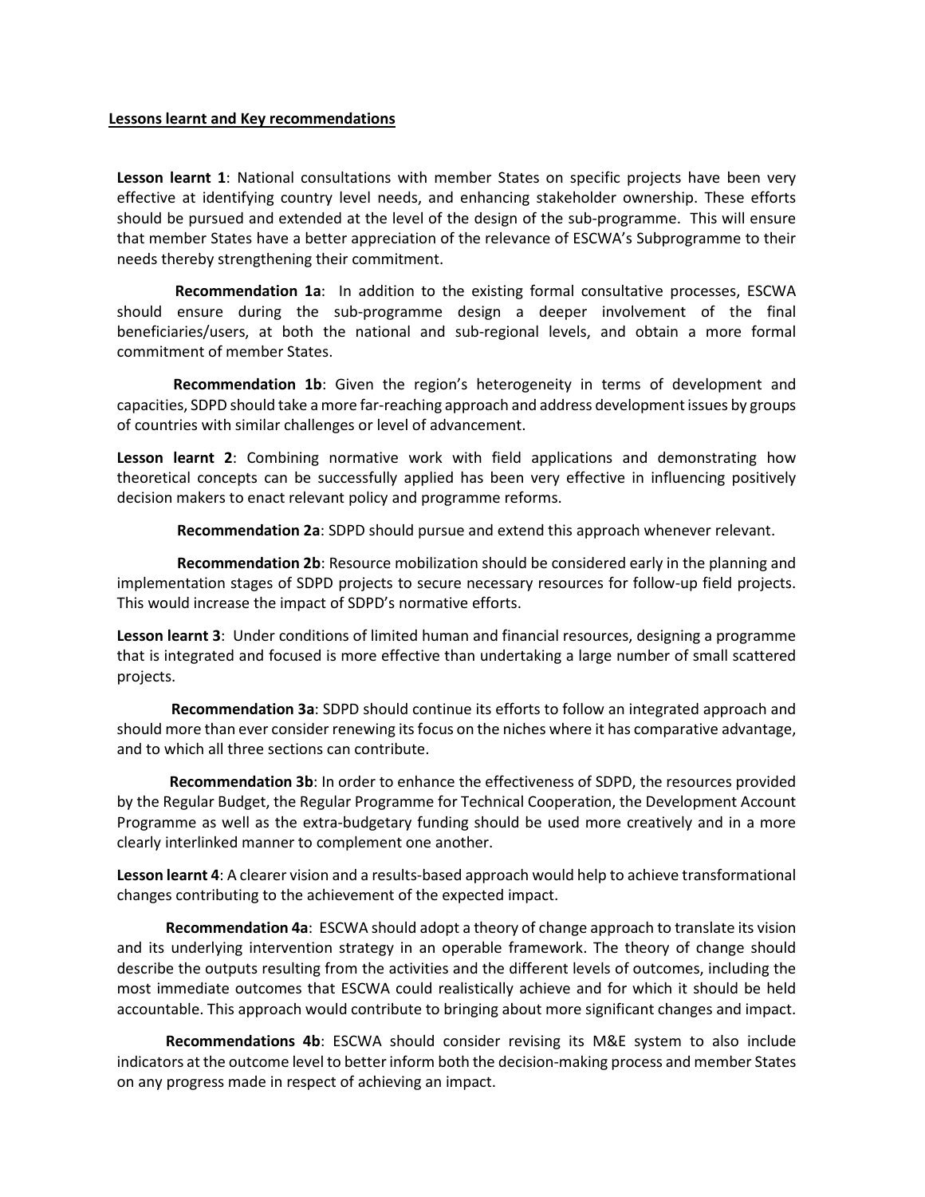**Lessons learnt and Key recommendations**

**Lesson learnt 1**: National consultations with member States on specific projects have been very effective at identifying country level needs, and enhancing stakeholder ownership. These efforts should be pursued and extended at the level of the design of the sub-programme. This will ensure that member States have a better appreciation of the relevance of ESCWA's Subprogramme to their needs thereby strengthening their commitment.

**Recommendation 1a**: In addition to the existing formal consultative processes, ESCWA should ensure during the sub-programme design a deeper involvement of the final beneficiaries/users, at both the national and sub-regional levels, and obtain a more formal commitment of member States.

**Recommendation 1b**: Given the region's heterogeneity in terms of development and capacities, SDPD should take a more far-reaching approach and address development issues by groups of countries with similar challenges or level of advancement.

**Lesson learnt 2**: Combining normative work with field applications and demonstrating how theoretical concepts can be successfully applied has been very effective in influencing positively decision makers to enact relevant policy and programme reforms.

**Recommendation 2a**: SDPD should pursue and extend this approach whenever relevant.

**Recommendation 2b**: Resource mobilization should be considered early in the planning and implementation stages of SDPD projects to secure necessary resources for follow-up field projects. This would increase the impact of SDPD's normative efforts.

**Lesson learnt 3**: Under conditions of limited human and financial resources, designing a programme that is integrated and focused is more effective than undertaking a large number of small scattered projects.

**Recommendation 3a**: SDPD should continue its efforts to follow an integrated approach and should more than ever consider renewing its focus on the niches where it has comparative advantage, and to which all three sections can contribute.

**Recommendation 3b**: In order to enhance the effectiveness of SDPD, the resources provided by the Regular Budget, the Regular Programme for Technical Cooperation, the Development Account Programme as well as the extra-budgetary funding should be used more creatively and in a more clearly interlinked manner to complement one another.

**Lesson learnt 4**: A clearer vision and a results-based approach would help to achieve transformational changes contributing to the achievement of the expected impact.

**Recommendation 4a**: ESCWA should adopt a theory of change approach to translate its vision and its underlying intervention strategy in an operable framework. The theory of change should describe the outputs resulting from the activities and the different levels of outcomes, including the most immediate outcomes that ESCWA could realistically achieve and for which it should be held accountable. This approach would contribute to bringing about more significant changes and impact.

**Recommendations 4b**: ESCWA should consider revising its M&E system to also include indicators at the outcome level to better inform both the decision-making process and member States on any progress made in respect of achieving an impact.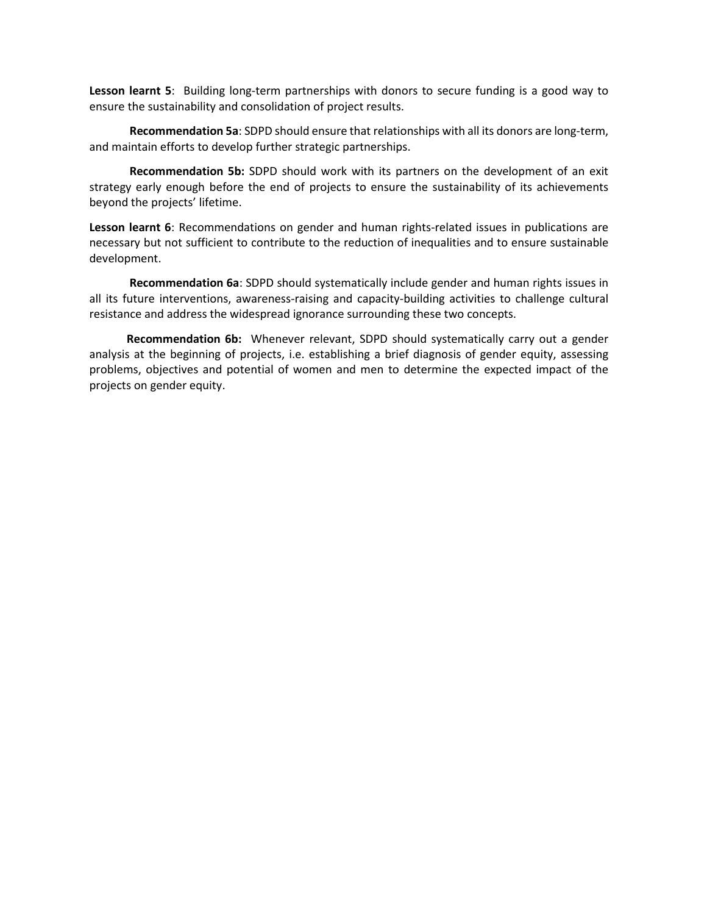**Lesson learnt 5**: Building long-term partnerships with donors to secure funding is a good way to ensure the sustainability and consolidation of project results.

**Recommendation 5a**: SDPD should ensure that relationships with all its donors are long-term, and maintain efforts to develop further strategic partnerships.

**Recommendation 5b:** SDPD should work with its partners on the development of an exit strategy early enough before the end of projects to ensure the sustainability of its achievements beyond the projects' lifetime.

**Lesson learnt 6**: Recommendations on gender and human rights-related issues in publications are necessary but not sufficient to contribute to the reduction of inequalities and to ensure sustainable development.

**Recommendation 6a**: SDPD should systematically include gender and human rights issues in all its future interventions, awareness-raising and capacity-building activities to challenge cultural resistance and address the widespread ignorance surrounding these two concepts.

**Recommendation 6b:** Whenever relevant, SDPD should systematically carry out a gender analysis at the beginning of projects, i.e. establishing a brief diagnosis of gender equity, assessing problems, objectives and potential of women and men to determine the expected impact of the projects on gender equity.